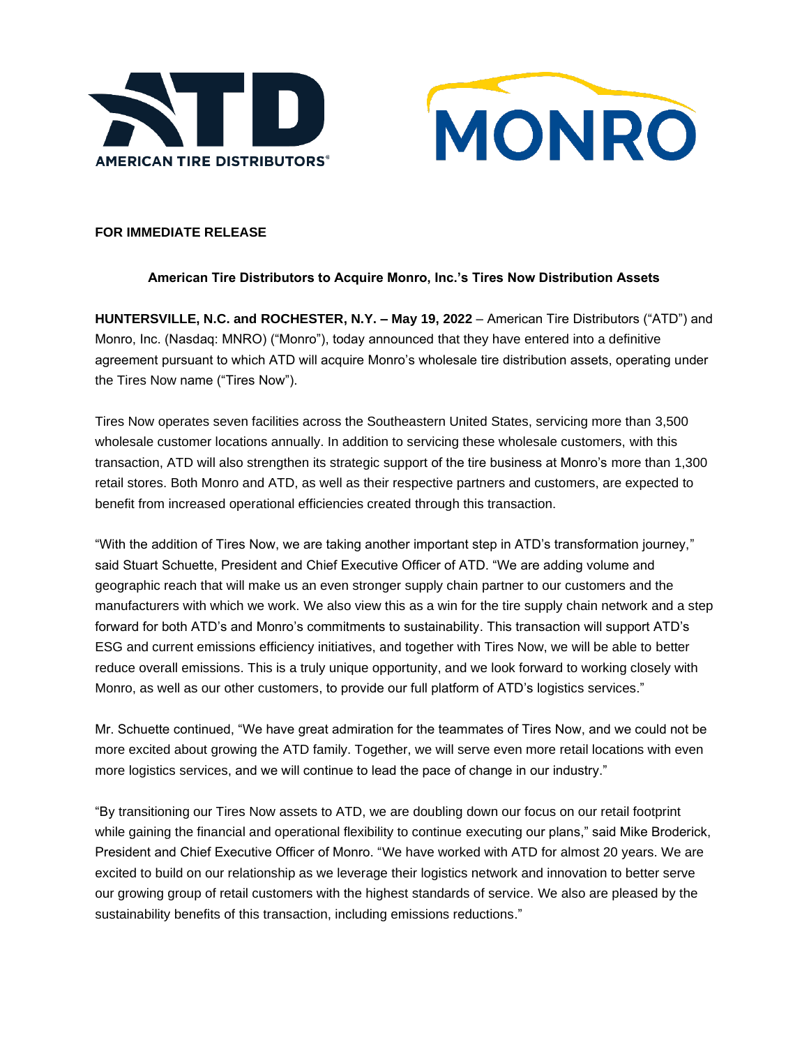**FOR IMMEDIATE RELEASE**

**American Tire Distributors to Acquire Monro, Inc.'s Tires Now Distribution Assets**

**HUNTERSVILLE, N.C. and ROCHESTER, N.Y. – May 19, 2022** – American Tire Distributors ("ATD") and Monro, Inc. (Nasdaq: MNRO) ("Monro"), today announced that they have entered into a definitive agreement pursuant to which ATD will acquire Monro's wholesale tire distribution assets, operating under the Tires Now name ("Tires Now").

Tires Now operates seven facilities across the Southeastern United States, servicing more than 3,500 wholesale customer locations annually. In addition to servicing these wholesale customers, with this transaction, ATD will also strengthen its strategic support of the tire business at Monro's more than 1,300 retail stores. Both Monro and ATD, as well as their respective partners and customers, are expected to benefit from increased operational efficiencies created through this transaction.

"With the addition of Tires Now, we are taking another important step in ATD's transformation journey," said Stuart Schuette, President and Chief Executive Officer of ATD. "We are adding volume and geographic reach that will make us an even stronger supply chain partner to our customers and the manufacturers with which we work. We also view this as a win for the tire supply chain network and a step forward for both ATD's and Monro's commitments to sustainability. This transaction will support ATD's ESG and current emissions efficiency initiatives, and together with Tires Now, we will be able to better reduce overall emissions. This is a truly unique opportunity, and we look forward to working closely with Monro, as well as our other customers, to provide our full platform of ATD's logistics services."

Mr. Schuette continued, "We have great admiration for the teammates of Tires Now, and we could not be more excited about growing the ATD family. Together, we will serve even more retail locations with even more logistics services, and we will continue to lead the pace of change in our industry."

"By transitioning our Tires Now assets to ATD, we are doubling down our focus on our retail footprint while gaining the financial and operational flexibility to continue executing our plans," said Mike Broderick, President and Chief Executive Officer of Monro. "We have worked with ATD for almost 20 years. We are excited to build on our relationship as we leverage their logistics network and innovation to better serve our growing group of retail customers with the highest standards of service. We also are pleased by the sustainability benefits of this transaction, including emissions reductions."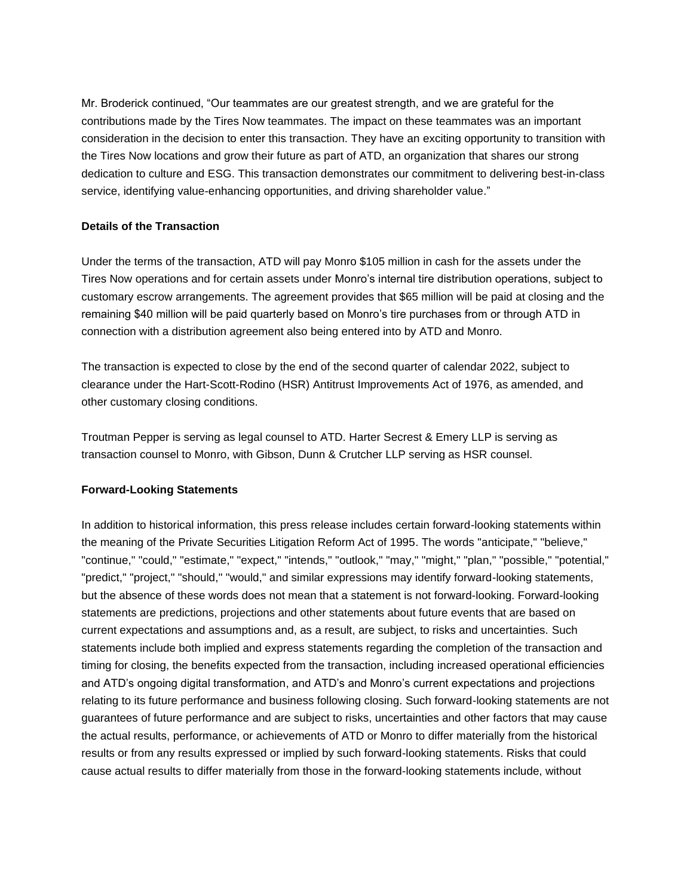Mr. Broderick continued, “Our teammates are our greatest strength, and we are grateful for the contributions made by the Tires Now teammates. The impact on these teammates was an important consideration in the decision to enter this transaction. They have an exciting opportunity to transition with the Tires Now locations and grow their future as part of ATD, an organization that shares our strong dedication to culture and ESG. This transaction demonstrates our commitment to delivering best-in-class service, identifying value-enhancing opportunities, and driving shareholder value.”

**Details of the Transaction**

Under the terms of the transaction, ATD will pay Monro $105 million in cash for the assets under the Tires Now operations and for certain assets under Monro’s internal tire distribution operations, subject to customary escrow arrangements. The agreement provides that $65 million will be paid at closing and the remaining $40 million will be paid quarterly based on Monro’s tire purchases from or through ATD in connection with a distribution agreement also being entered into by ATD and Monro.

The transaction is expected to close by the end of the second quarter of calendar 2022, subject to clearance under the Hart-Scott-Rodino (HSR) Antitrust Improvements Act of 1976, as amended, and other customary closing conditions.

Troutman Pepper is serving as legal counsel to ATD. Harter Secrest & Emery LLP is serving as transaction counsel to Monro, with Gibson, Dunn & Crutcher LLP serving as HSR counsel.

**Forward-Looking Statements**

In addition to historical information, this press release includes certain forward-looking statements within the meaning of the Private Securities Litigation Reform Act of 1995. The words "anticipate," "believe," "continue," "could," "estimate," "expect," "intends," "outlook," "may," "might," "plan," "possible," "potential," "predict," "project," "should," "would," and similar expressions may identify forward-looking statements, but the absence of these words does not mean that a statement is not forward-looking. Forward-looking statements are predictions, projections and other statements about future events that are based on current expectations and assumptions and, as a result, are subject, to risks and uncertainties. Such statements include both implied and express statements regarding the completion of the transaction and timing for closing, the benefits expected from the transaction, including increased operational efficiencies and ATD’s ongoing digital transformation, and ATD’s and Monro’s current expectations and projections relating to its future performance and business following closing. Such forward-looking statements are not guarantees of future performance and are subject to risks, uncertainties and other factors that may cause the actual results, performance, or achievements of ATD or Monro to differ materially from the historical results or from any results expressed or implied by such forward-looking statements. Risks that could cause actual results to differ materially from those in the forward-looking statements include, without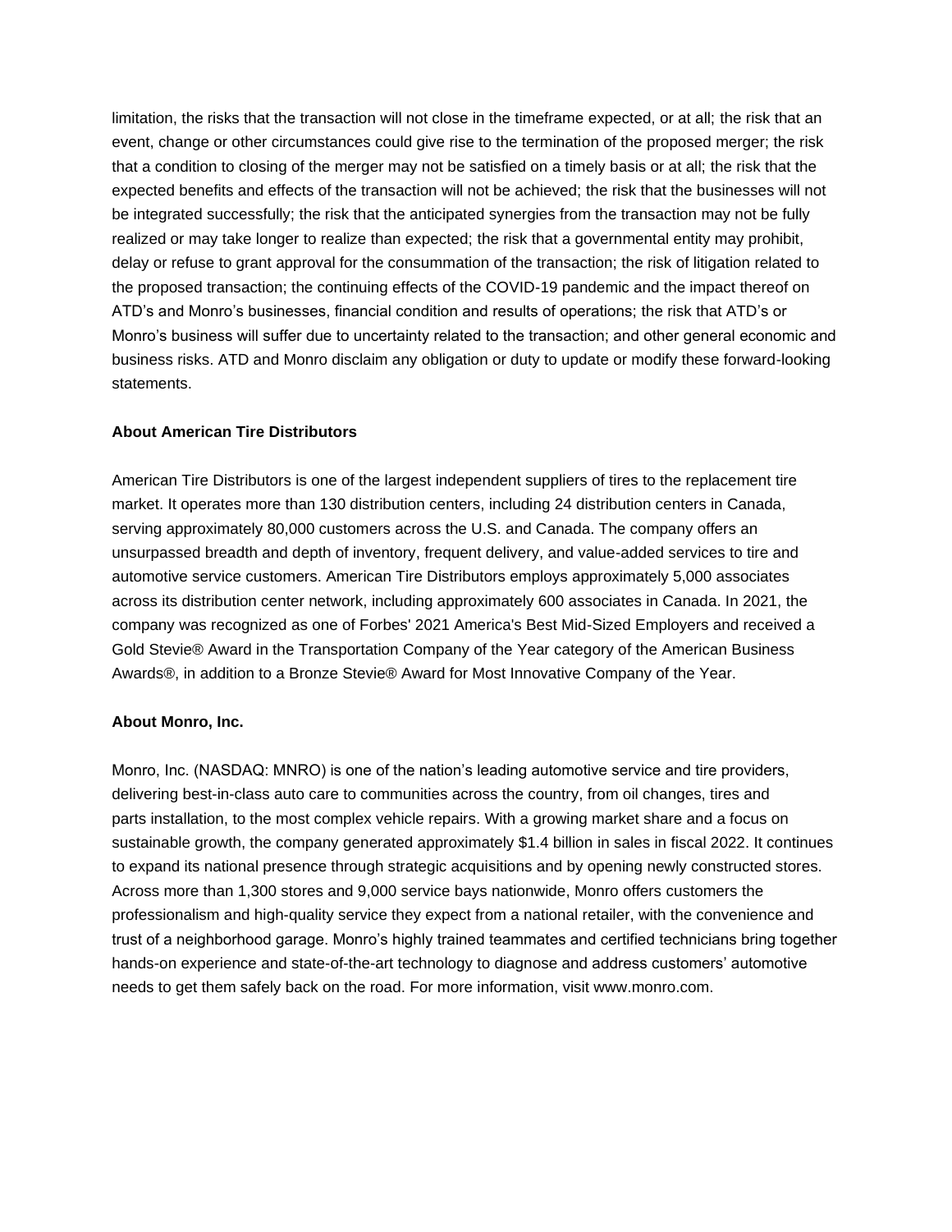limitation, the risks that the transaction will not close in the timeframe expected, or at all; the risk that an event, change or other circumstances could give rise to the termination of the proposed merger; the risk that a condition to closing of the merger may not be satisfied on a timely basis or at all; the risk that the expected benefits and effects of the transaction will not be achieved; the risk that the businesses will not be integrated successfully; the risk that the anticipated synergies from the transaction may not be fully realized or may take longer to realize than expected; the risk that a governmental entity may prohibit, delay or refuse to grant approval for the consummation of the transaction; the risk of litigation related to the proposed transaction; the continuing effects of the COVID-19 pandemic and the impact thereof on ATD's and Monro's businesses, financial condition and results of operations; the risk that ATD's or Monro's business will suffer due to uncertainty related to the transaction; and other general economic and business risks. ATD and Monro disclaim any obligation or duty to update or modify these forward-looking statements.

**About American Tire Distributors**

American Tire Distributors is one of the largest independent suppliers of tires to the replacement tire market. It operates more than 130 distribution centers, including 24 distribution centers in Canada, serving approximately 80,000 customers across the U.S. and Canada. The company offers an unsurpassed breadth and depth of inventory, frequent delivery, and value-added services to tire and automotive service customers. American Tire Distributors employs approximately 5,000 associates across its distribution center network, including approximately 600 associates in Canada. In 2021, the company was recognized as one of Forbes' 2021 America's Best Mid-Sized Employers and received a Gold Stevie® Award in the Transportation Company of the Year category of the American Business Awards®, in addition to a Bronze Stevie® Award for Most Innovative Company of the Year.

**About Monro, Inc.**

Monro, Inc. (NASDAQ: MNRO) is one of the nation's leading automotive service and tire providers, delivering best-in-class auto care to communities across the country, from oil changes, tires and parts installation, to the most complex vehicle repairs. With a growing market share and a focus on sustainable growth, the company generated approximately $1.4 billion in sales in fiscal 2022. It continues to expand its national presence through strategic acquisitions and by opening newly constructed stores. Across more than 1,300 stores and 9,000 service bays nationwide, Monro offers customers the professionalism and high-quality service they expect from a national retailer, with the convenience and trust of a neighborhood garage. Monro's highly trained teammates and certified technicians bring together hands-on experience and state-of-the-art technology to diagnose and address customers' automotive needs to get them safely back on the road. For more information, visit www.monro.com.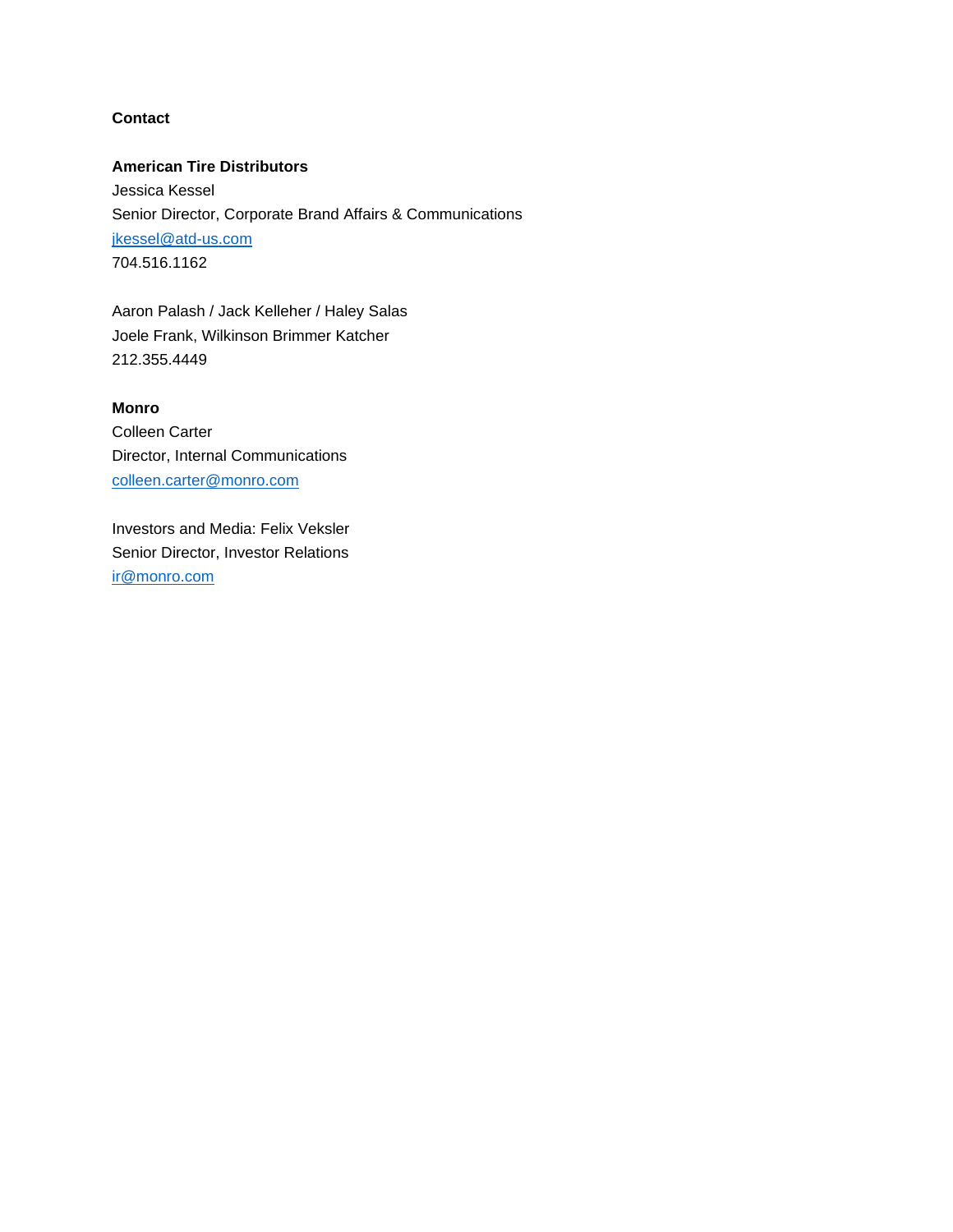**Contact**

**American Tire Distributors**
Jessica Kessel
Senior Director, Corporate Brand Affairs & Communications
jkessel@atd-us.com
704.516.1162

Aaron Palash / Jack Kelleher / Haley Salas
Joele Frank, Wilkinson Brimmer Katcher
212.355.4449

**Monro**
Colleen Carter
Director, Internal Communications
colleen.carter@monro.com

Investors and Media: Felix Veksler
Senior Director, Investor Relations
ir@monro.com